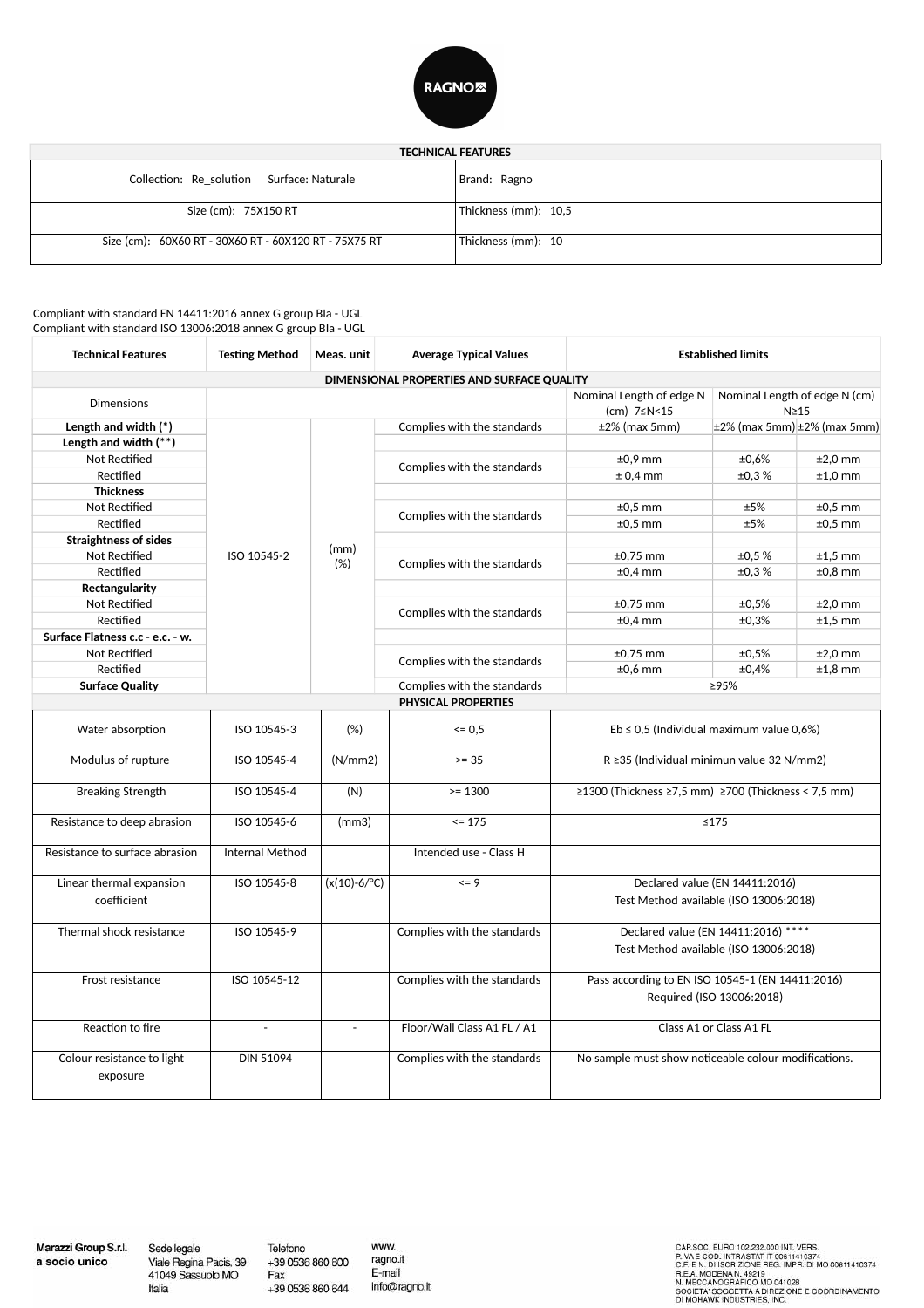RAGNO

| TECHNICAL FEATURES | |
|---|---|
| Collection: Re_solution Surface: Naturale | Brand: Ragno |
| Size (cm): 75X150 RT | Thickness (mm): 10,5 |
| Size (cm): 60X60 RT - 30X60 RT - 60X120 RT - 75X75 RT | Thickness (mm): 10 |

Compliant with standard EN 14411:2016 annex G group BIa - UGL
Compliant with standard ISO 13006:2018 annex G group BIa - UGL

| Technical Features | Testing Method | Meas. unit | Average Typical Values | Established limits | | |
|---|---|---|---|---|---|---|
| **DIMENSIONAL PROPERTIES AND SURFACE QUALITY** | | | | | | |
| Dimensions | | | | Nominal Length of edge N (cm) 7≤N<15 | Nominal Length of edge N (cm) N≥15 | |
| **Length and width (*)** | ISO 10545-2 | (mm) (%) | Complies with the standards | ±2% (max 5mm) | ±2% (max 5mm) | ±2% (max 5mm) |
| **Length and width (**)** | | | | | | |
| Not Rectified | | | Complies with the standards | ±0,9 mm | ±0,6% | ±2,0 mm |
| Rectified | | | | ± 0,4 mm | ±0,3 % | ±1,0 mm |
| **Thickness** | | | | | | |
| Not Rectified | | | Complies with the standards | ±0,5 mm | ±5% | ±0,5 mm |
| Rectified | | | | ±0,5 mm | ±5% | ±0,5 mm |
| **Straightness of sides** | | | | | | |
| Not Rectified | | | Complies with the standards | ±0,75 mm | ±0,5 % | ±1,5 mm |
| Rectified | | | | ±0,4 mm | ±0,3 % | ±0,8 mm |
| **Rectangularity** | | | | | | |
| Not Rectified | | | Complies with the standards | ±0,75 mm | ±0,5% | ±2,0 mm |
| Rectified | | | | ±0,4 mm | ±0,3% | ±1,5 mm |
| **Surface Flatness c.c - e.c. - w.** | | | | | | |
| Not Rectified | | | Complies with the standards | ±0,75 mm | ±0,5% | ±2,0 mm |
| Rectified | | | | ±0,6 mm | ±0,4% | ±1,8 mm |
| **Surface Quality** | | | Complies with the standards | ≥95% | | |
| **PHYSICAL PROPERTIES** | | | | | | |
| Water absorption | ISO 10545-3 | (%) | <= 0,5 | Eb ≤ 0,5 (Individual maximum value 0,6%) | | |
| Modulus of rupture | ISO 10545-4 | (N/mm2) | >= 35 | R ≥35 (Individual minimun value 32 N/mm2) | | |
| Breaking Strength | ISO 10545-4 | (N) | >= 1300 | ≥1300 (Thickness ≥7,5 mm) ≥700 (Thickness < 7,5 mm) | | |
| Resistance to deep abrasion | ISO 10545-6 | (mm3) | <= 175 | ≤175 | | |
| Resistance to surface abrasion | Internal Method | | Intended use - Class H | | | |
| Linear thermal expansion coefficient | ISO 10545-8 | (x(10)-6/°C) | <= 9 | Declared value (EN 14411:2016) Test Method available (ISO 13006:2018) | | |
| Thermal shock resistance | ISO 10545-9 | | Complies with the standards | Declared value (EN 14411:2016) **** Test Method available (ISO 13006:2018) | | |
| Frost resistance | ISO 10545-12 | | Complies with the standards | Pass according to EN ISO 10545-1 (EN 14411:2016) Required (ISO 13006:2018) | | |
| Reaction to fire | - | - | Floor/Wall Class A1 FL / A1 | Class A1 or Class A1 FL | | |
| Colour resistance to light exposure | DIN 51094 | | Complies with the standards | No sample must show noticeable colour modifications. | | |

Marazzi Group S.r.l. a socio unico | Sede legale Viale Regina Pacis, 39 41049 Sassuolo MO Italia | Telefono +39 0536 860 800 Fax +39 0536 860 644 | www. ragno.it E-mail info@ragno.it | CAP.SOC. EURO 102.232.000 INT. VERS. P.IVA E COD. INTRASTAT IT 00611410374 C.F. E N. DI ISCRIZIONE REG. IMPR. DI MO 00611410374 R.E.A. MODENA N. 49219 N. MECCANOGRAFICO MO 041028 SOCIETA' SOGGETTA A DIREZIONE E COORDINAMENTO DI MOHAWK INDUSTRIES, INC.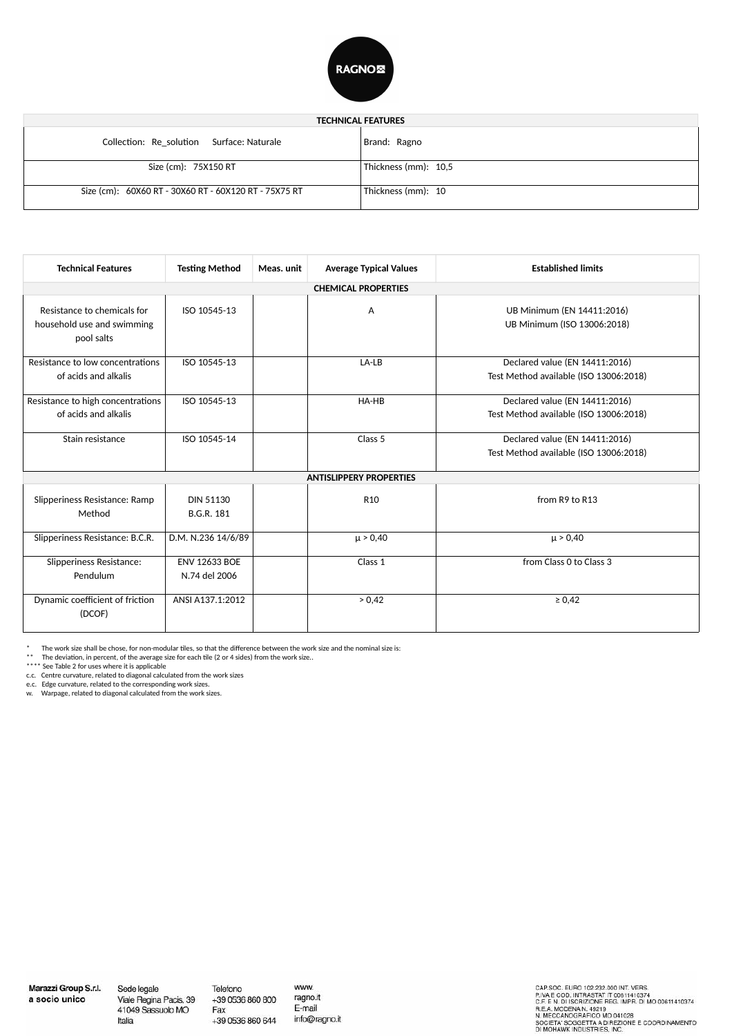RAGNO

| TECHNICAL FEATURES | |
|---|---|
| Collection: Re_solution Surface: Naturale | Brand: Ragno |
| Size (cm): 75X150 RT | Thickness (mm): 10,5 |
| Size (cm): 60X60 RT - 30X60 RT - 60X120 RT - 75X75 RT | Thickness (mm): 10 |

| Technical Features | Testing Method | Meas. unit | Average Typical Values | Established limits |
|---|---|---|---|---|
| **CHEMICAL PROPERTIES** | | | | |
| Resistance to chemicals for household use and swimming pool salts | ISO 10545-13 | | A | UB Minimum (EN 14411:2016) UB Minimum (ISO 13006:2018) |
| Resistance to low concentrations of acids and alkalis | ISO 10545-13 | | LA-LB | Declared value (EN 14411:2016) Test Method available (ISO 13006:2018) |
| Resistance to high concentrations of acids and alkalis | ISO 10545-13 | | HA-HB | Declared value (EN 14411:2016) Test Method available (ISO 13006:2018) |
| Stain resistance | ISO 10545-14 | | Class 5 | Declared value (EN 14411:2016) Test Method available (ISO 13006:2018) |
| **ANTISLIPPERY PROPERTIES** | | | | |
| Slipperiness Resistance: Ramp Method | DIN 51130 B.G.R. 181 | | R10 | from R9 to R13 |
| Slipperiness Resistance: B.C.R. | D.M. N.236 14/6/89 | | μ > 0,40 | μ > 0,40 |
| Slipperiness Resistance: Pendulum | ENV 12633 BOE N.74 del 2006 | | Class 1 | from Class 0 to Class 3 |
| Dynamic coefficient of friction (DCOF) | ANSI A137.1:2012 | | > 0,42 | ≥ 0,42 |

\* The work size shall be chose, for non-modular tiles, so that the difference between the work size and the nominal size is:
\*\* The deviation, in percent, of the average size for each tile (2 or 4 sides) from the work size..
\*\*\*\* See Table 2 for uses where it is applicable
c.c. Centre curvature, related to diagonal calculated from the work sizes
e.c. Edge curvature, related to the corresponding work sizes.
w. Warpage, related to diagonal calculated from the work sizes.

Marazzi Group S.r.l. a socio unico | Sede legale Viale Regina Pacis, 39 41049 Sassuolo MO Italia | Telefono +39 0536 860 800 Fax +39 0536 860 644 | www. ragno.it E-mail info@ragno.it

CAP.SOC. EURO 102.232.000 INT. VERS.
P.IVA E COD. INTRASTAT IT 00611410374
C.F. E N. DI ISCRIZIONE REG. IMPR. DI MO 00611410374
R.E.A. MODENA N. 49219
N. MECCANOGRAFICO MO 041028
SOCIETA' SOGGETTA A DIREZIONE E COORDINAMENTO DI MOHAWK INDUSTRIES, INC.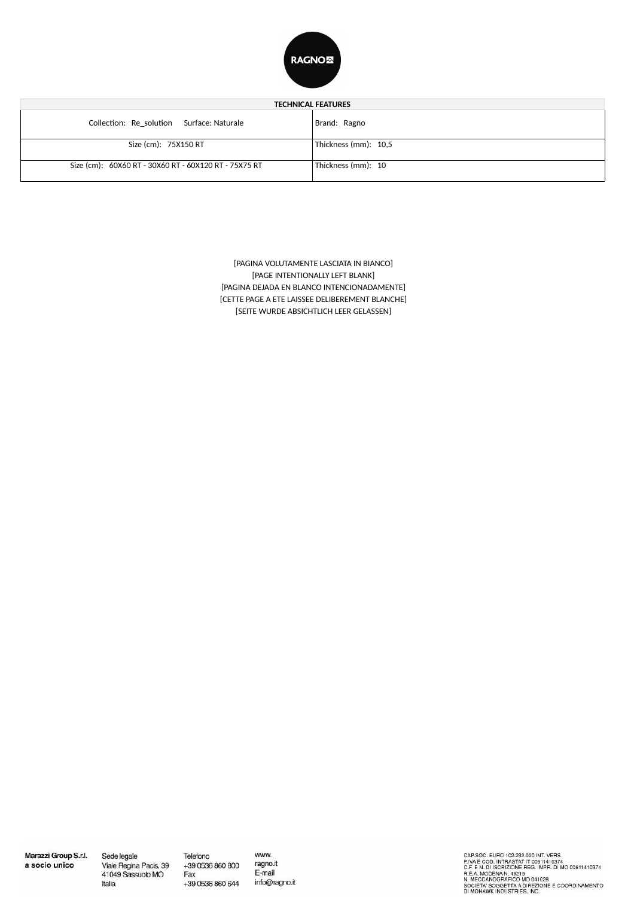| TECHNICAL FEATURES | |
|---|---|
| Collection: Re_solution Surface: Naturale | Brand: Ragno |
| Size (cm): 75X150 RT | Thickness (mm): 10,5 |
| Size (cm): 60X60 RT - 30X60 RT - 60X120 RT - 75X75 RT | Thickness (mm): 10 |

[PAGINA VOLUTAMENTE LASCIATA IN BIANCO]
[PAGE INTENTIONALLY LEFT BLANK]
[PAGINA DEJADA EN BLANCO INTENCIONADAMENTE]
[CETTE PAGE A ETE LAISSEE DELIBEREMENT BLANCHE]
[SEITE WURDE ABSICHTLICH LEER GELASSEN]